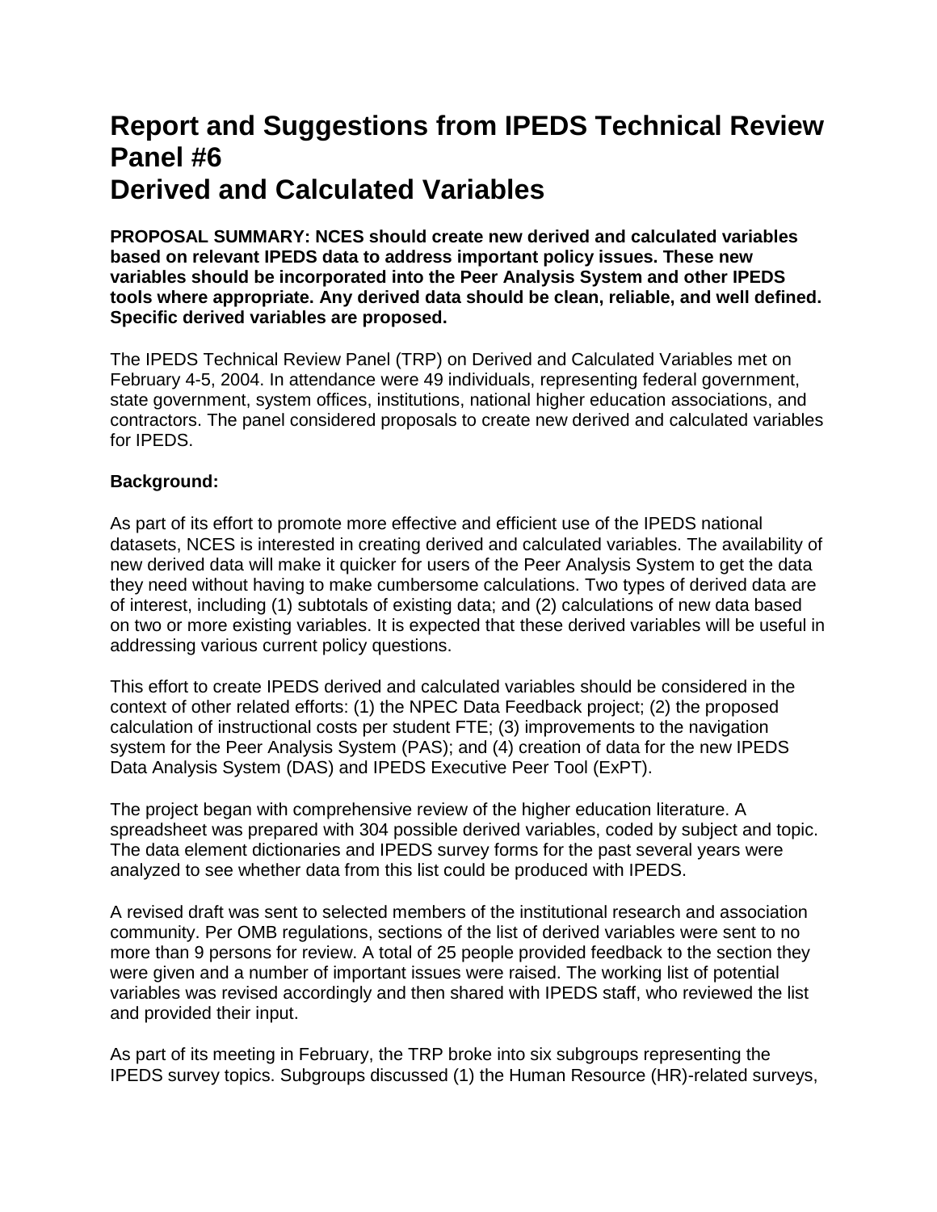# Report and Suggestions from IPEDS Technical Review Panel #6
# Derived and Calculated Variables

**PROPOSAL SUMMARY: NCES should create new derived and calculated variables based on relevant IPEDS data to address important policy issues. These new variables should be incorporated into the Peer Analysis System and other IPEDS tools where appropriate. Any derived data should be clean, reliable, and well defined. Specific derived variables are proposed.**

The IPEDS Technical Review Panel (TRP) on Derived and Calculated Variables met on February 4-5, 2004. In attendance were 49 individuals, representing federal government, state government, system offices, institutions, national higher education associations, and contractors. The panel considered proposals to create new derived and calculated variables for IPEDS.

**Background:**

As part of its effort to promote more effective and efficient use of the IPEDS national datasets, NCES is interested in creating derived and calculated variables. The availability of new derived data will make it quicker for users of the Peer Analysis System to get the data they need without having to make cumbersome calculations. Two types of derived data are of interest, including (1) subtotals of existing data; and (2) calculations of new data based on two or more existing variables. It is expected that these derived variables will be useful in addressing various current policy questions.

This effort to create IPEDS derived and calculated variables should be considered in the context of other related efforts: (1) the NPEC Data Feedback project; (2) the proposed calculation of instructional costs per student FTE; (3) improvements to the navigation system for the Peer Analysis System (PAS); and (4) creation of data for the new IPEDS Data Analysis System (DAS) and IPEDS Executive Peer Tool (ExPT).

The project began with comprehensive review of the higher education literature. A spreadsheet was prepared with 304 possible derived variables, coded by subject and topic. The data element dictionaries and IPEDS survey forms for the past several years were analyzed to see whether data from this list could be produced with IPEDS.

A revised draft was sent to selected members of the institutional research and association community. Per OMB regulations, sections of the list of derived variables were sent to no more than 9 persons for review. A total of 25 people provided feedback to the section they were given and a number of important issues were raised. The working list of potential variables was revised accordingly and then shared with IPEDS staff, who reviewed the list and provided their input.

As part of its meeting in February, the TRP broke into six subgroups representing the IPEDS survey topics. Subgroups discussed (1) the Human Resource (HR)-related surveys,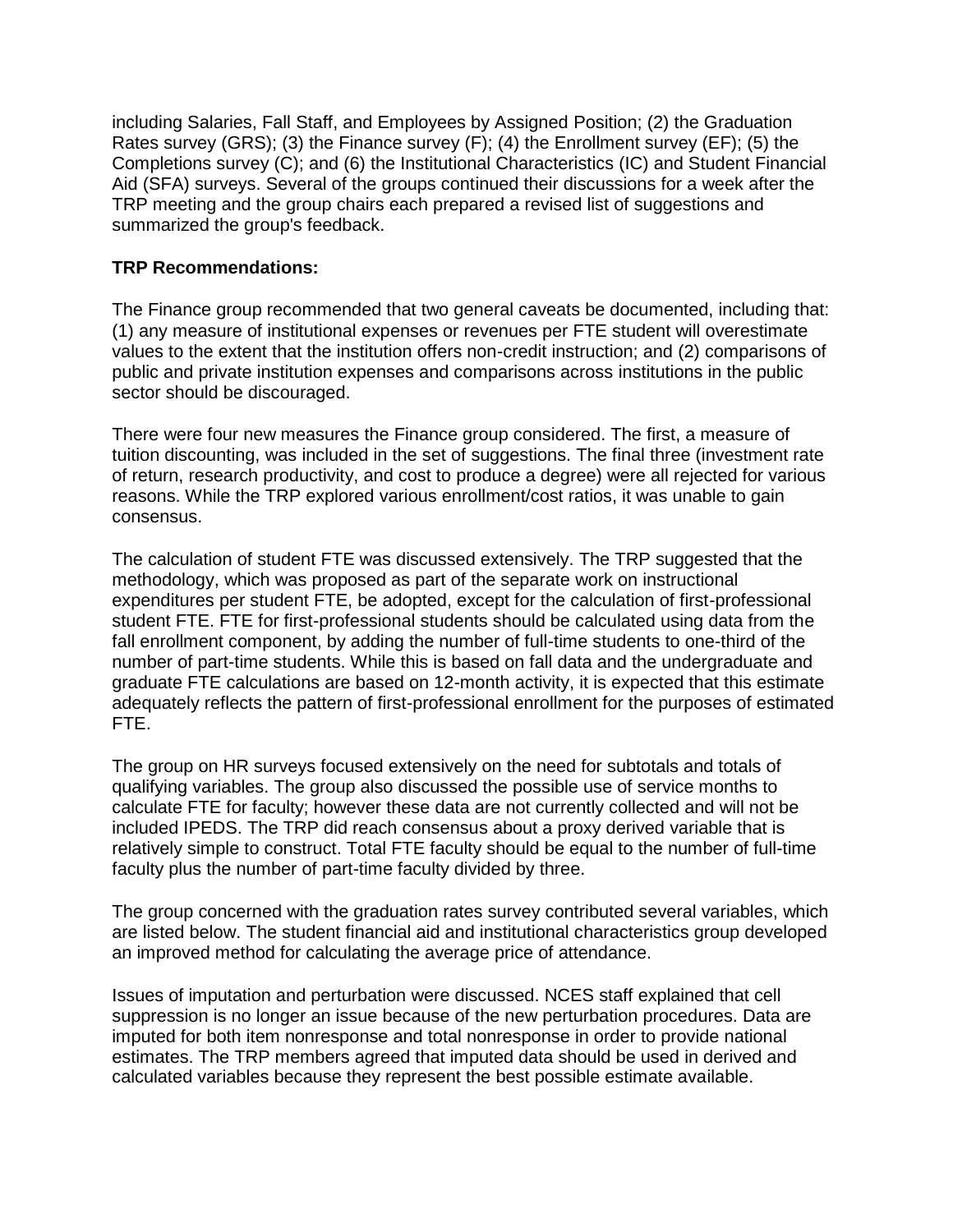including Salaries, Fall Staff, and Employees by Assigned Position; (2) the Graduation Rates survey (GRS); (3) the Finance survey (F); (4) the Enrollment survey (EF); (5) the Completions survey (C); and (6) the Institutional Characteristics (IC) and Student Financial Aid (SFA) surveys. Several of the groups continued their discussions for a week after the TRP meeting and the group chairs each prepared a revised list of suggestions and summarized the group's feedback.

**TRP Recommendations:**

The Finance group recommended that two general caveats be documented, including that: (1) any measure of institutional expenses or revenues per FTE student will overestimate values to the extent that the institution offers non-credit instruction; and (2) comparisons of public and private institution expenses and comparisons across institutions in the public sector should be discouraged.

There were four new measures the Finance group considered. The first, a measure of tuition discounting, was included in the set of suggestions. The final three (investment rate of return, research productivity, and cost to produce a degree) were all rejected for various reasons. While the TRP explored various enrollment/cost ratios, it was unable to gain consensus.

The calculation of student FTE was discussed extensively. The TRP suggested that the methodology, which was proposed as part of the separate work on instructional expenditures per student FTE, be adopted, except for the calculation of first-professional student FTE. FTE for first-professional students should be calculated using data from the fall enrollment component, by adding the number of full-time students to one-third of the number of part-time students. While this is based on fall data and the undergraduate and graduate FTE calculations are based on 12-month activity, it is expected that this estimate adequately reflects the pattern of first-professional enrollment for the purposes of estimated FTE.

The group on HR surveys focused extensively on the need for subtotals and totals of qualifying variables. The group also discussed the possible use of service months to calculate FTE for faculty; however these data are not currently collected and will not be included IPEDS. The TRP did reach consensus about a proxy derived variable that is relatively simple to construct. Total FTE faculty should be equal to the number of full-time faculty plus the number of part-time faculty divided by three.

The group concerned with the graduation rates survey contributed several variables, which are listed below. The student financial aid and institutional characteristics group developed an improved method for calculating the average price of attendance.

Issues of imputation and perturbation were discussed. NCES staff explained that cell suppression is no longer an issue because of the new perturbation procedures. Data are imputed for both item nonresponse and total nonresponse in order to provide national estimates. The TRP members agreed that imputed data should be used in derived and calculated variables because they represent the best possible estimate available.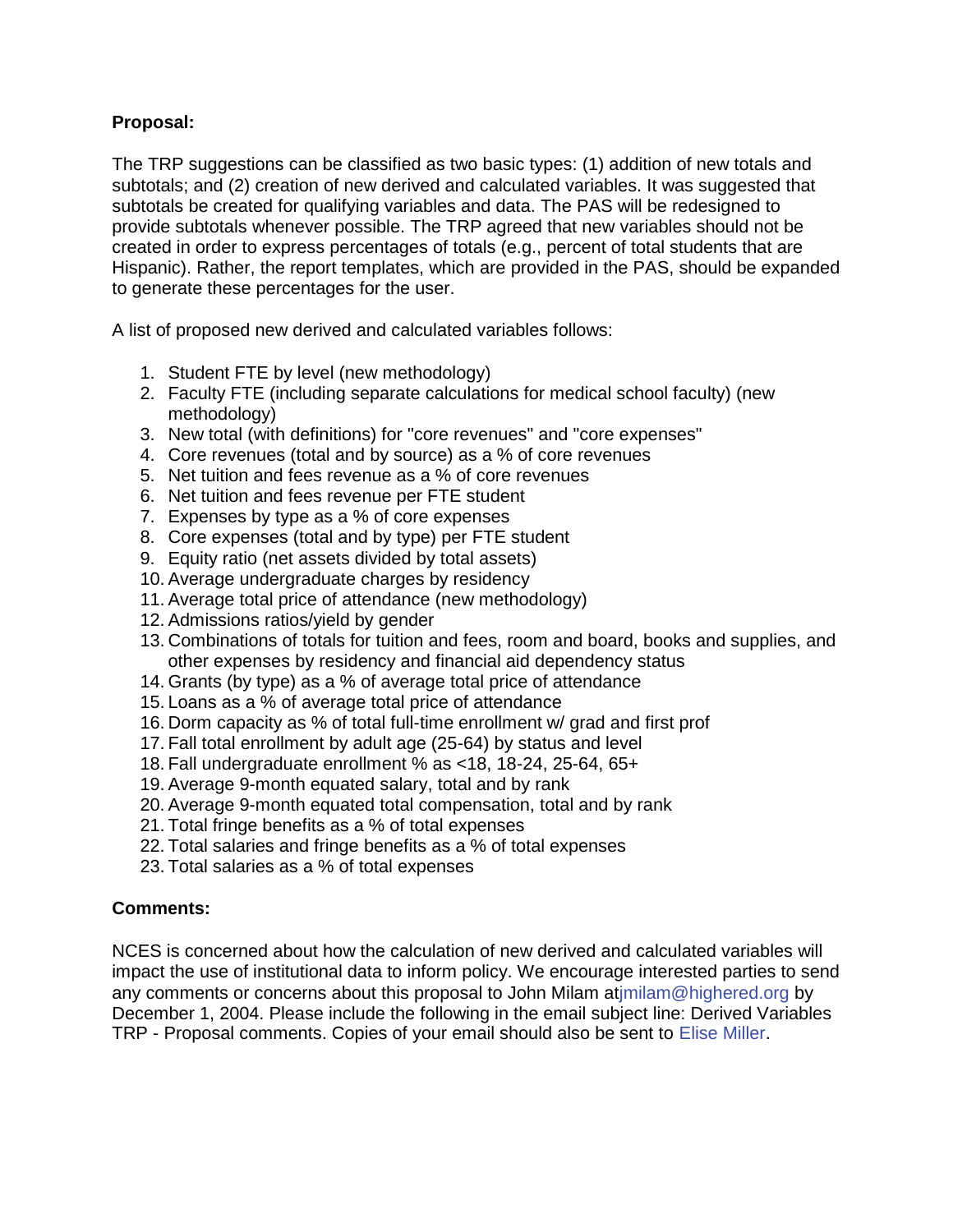**Proposal:**

The TRP suggestions can be classified as two basic types: (1) addition of new totals and subtotals; and (2) creation of new derived and calculated variables. It was suggested that subtotals be created for qualifying variables and data. The PAS will be redesigned to provide subtotals whenever possible. The TRP agreed that new variables should not be created in order to express percentages of totals (e.g., percent of total students that are Hispanic). Rather, the report templates, which are provided in the PAS, should be expanded to generate these percentages for the user.

A list of proposed new derived and calculated variables follows:

1. Student FTE by level (new methodology)
2. Faculty FTE (including separate calculations for medical school faculty) (new methodology)
3. New total (with definitions) for "core revenues" and "core expenses"
4. Core revenues (total and by source) as a % of core revenues
5. Net tuition and fees revenue as a % of core revenues
6. Net tuition and fees revenue per FTE student
7. Expenses by type as a % of core expenses
8. Core expenses (total and by type) per FTE student
9. Equity ratio (net assets divided by total assets)
10. Average undergraduate charges by residency
11. Average total price of attendance (new methodology)
12. Admissions ratios/yield by gender
13. Combinations of totals for tuition and fees, room and board, books and supplies, and other expenses by residency and financial aid dependency status
14. Grants (by type) as a % of average total price of attendance
15. Loans as a % of average total price of attendance
16. Dorm capacity as % of total full-time enrollment w/ grad and first prof
17. Fall total enrollment by adult age (25-64) by status and level
18. Fall undergraduate enrollment % as <18, 18-24, 25-64, 65+
19. Average 9-month equated salary, total and by rank
20. Average 9-month equated total compensation, total and by rank
21. Total fringe benefits as a % of total expenses
22. Total salaries and fringe benefits as a % of total expenses
23. Total salaries as a % of total expenses

**Comments:**

NCES is concerned about how the calculation of new derived and calculated variables will impact the use of institutional data to inform policy. We encourage interested parties to send any comments or concerns about this proposal to John Milam atjmilam@highered.org by December 1, 2004. Please include the following in the email subject line: Derived Variables TRP - Proposal comments. Copies of your email should also be sent to Elise Miller.